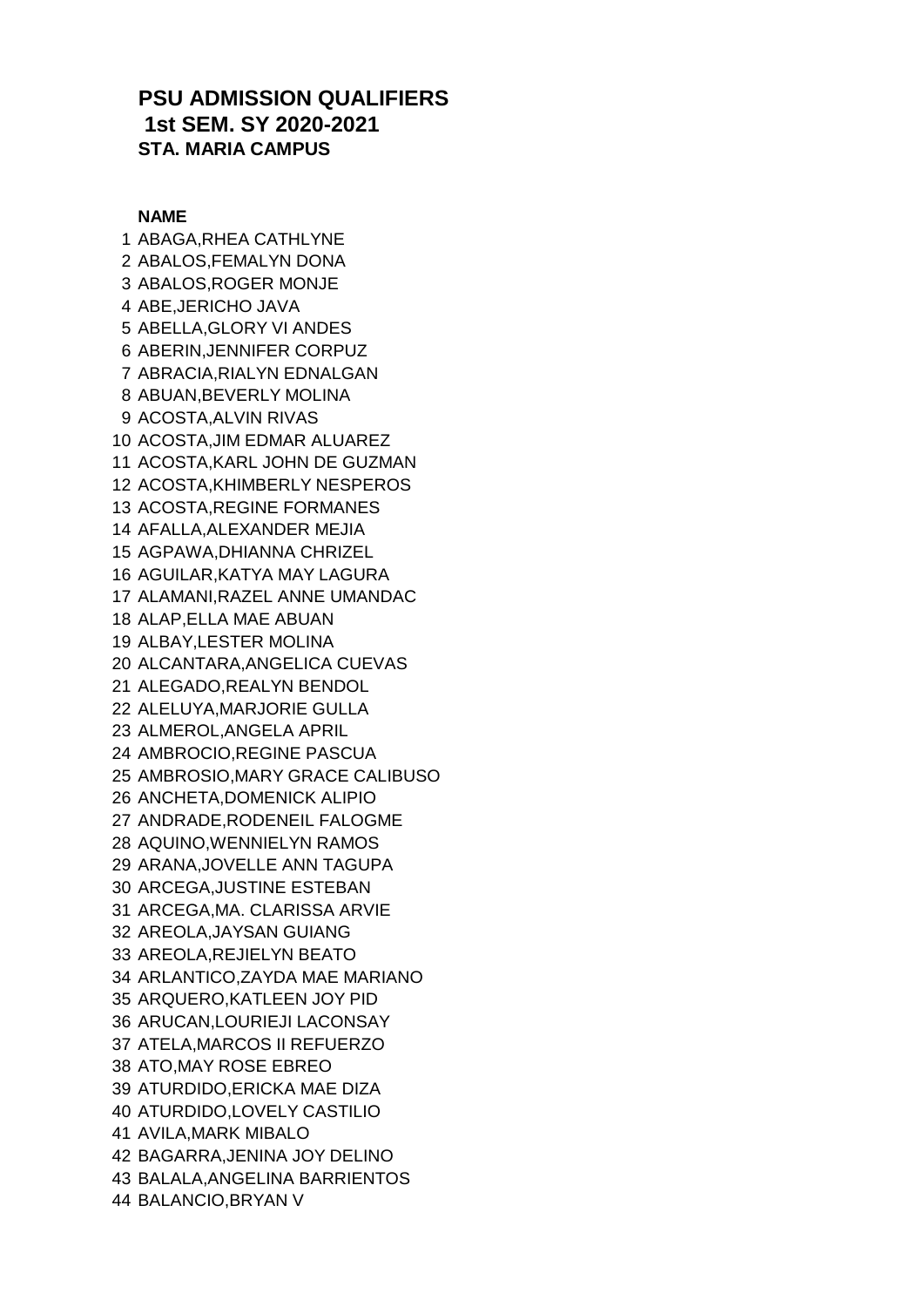# PSU ADMISSION QUALIFIERS
## 1st SEM. SY 2020-2021
### STA. MARIA CAMPUS

| | NAME |
|---|---|
| 1 | ABAGA,RHEA CATHLYNE |
| 2 | ABALOS,FEMALYN DONA |
| 3 | ABALOS,ROGER MONJE |
| 4 | ABE,JERICHO JAVA |
| 5 | ABELLA,GLORY VI ANDES |
| 6 | ABERIN,JENNIFER CORPUZ |
| 7 | ABRACIA,RIALYN EDNALGAN |
| 8 | ABUAN,BEVERLY MOLINA |
| 9 | ACOSTA,ALVIN RIVAS |
| 10 | ACOSTA,JIM EDMAR ALUAREZ |
| 11 | ACOSTA,KARL JOHN DE GUZMAN |
| 12 | ACOSTA,KHIMBERLY NESPEROS |
| 13 | ACOSTA,REGINE FORMANES |
| 14 | AFALLA,ALEXANDER MEJIA |
| 15 | AGPAWA,DHIANNA CHRIZEL |
| 16 | AGUILAR,KATYA MAY LAGURA |
| 17 | ALAMANI,RAZEL ANNE UMANDAC |
| 18 | ALAP,ELLA MAE ABUAN |
| 19 | ALBAY,LESTER MOLINA |
| 20 | ALCANTARA,ANGELICA CUEVAS |
| 21 | ALEGADO,REALYN BENDOL |
| 22 | ALELUYA,MARJORIE GULLA |
| 23 | ALMEROL,ANGELA APRIL |
| 24 | AMBROCIO,REGINE PASCUA |
| 25 | AMBROSIO,MARY GRACE CALIBUSO |
| 26 | ANCHETA,DOMENICK ALIPIO |
| 27 | ANDRADE,RODENEIL FALOGME |
| 28 | AQUINO,WENNIELYN RAMOS |
| 29 | ARANA,JOVELLE ANN TAGUPA |
| 30 | ARCEGA,JUSTINE ESTEBAN |
| 31 | ARCEGA,MA. CLARISSA ARVIE |
| 32 | AREOLA,JAYSAN GUIANG |
| 33 | AREOLA,REJIELYN BEATO |
| 34 | ARLANTICO,ZAYDA MAE MARIANO |
| 35 | ARQUERO,KATLEEN JOY PID |
| 36 | ARUCAN,LOURIEJI LACONSAY |
| 37 | ATELA,MARCOS II REFUERZO |
| 38 | ATO,MAY ROSE EBREO |
| 39 | ATURDIDO,ERICKA MAE DIZA |
| 40 | ATURDIDO,LOVELY CASTILIO |
| 41 | AVILA,MARK MIBALO |
| 42 | BAGARRA,JENINA JOY DELINO |
| 43 | BALALA,ANGELINA BARRIENTOS |
| 44 | BALANCIO,BRYAN V |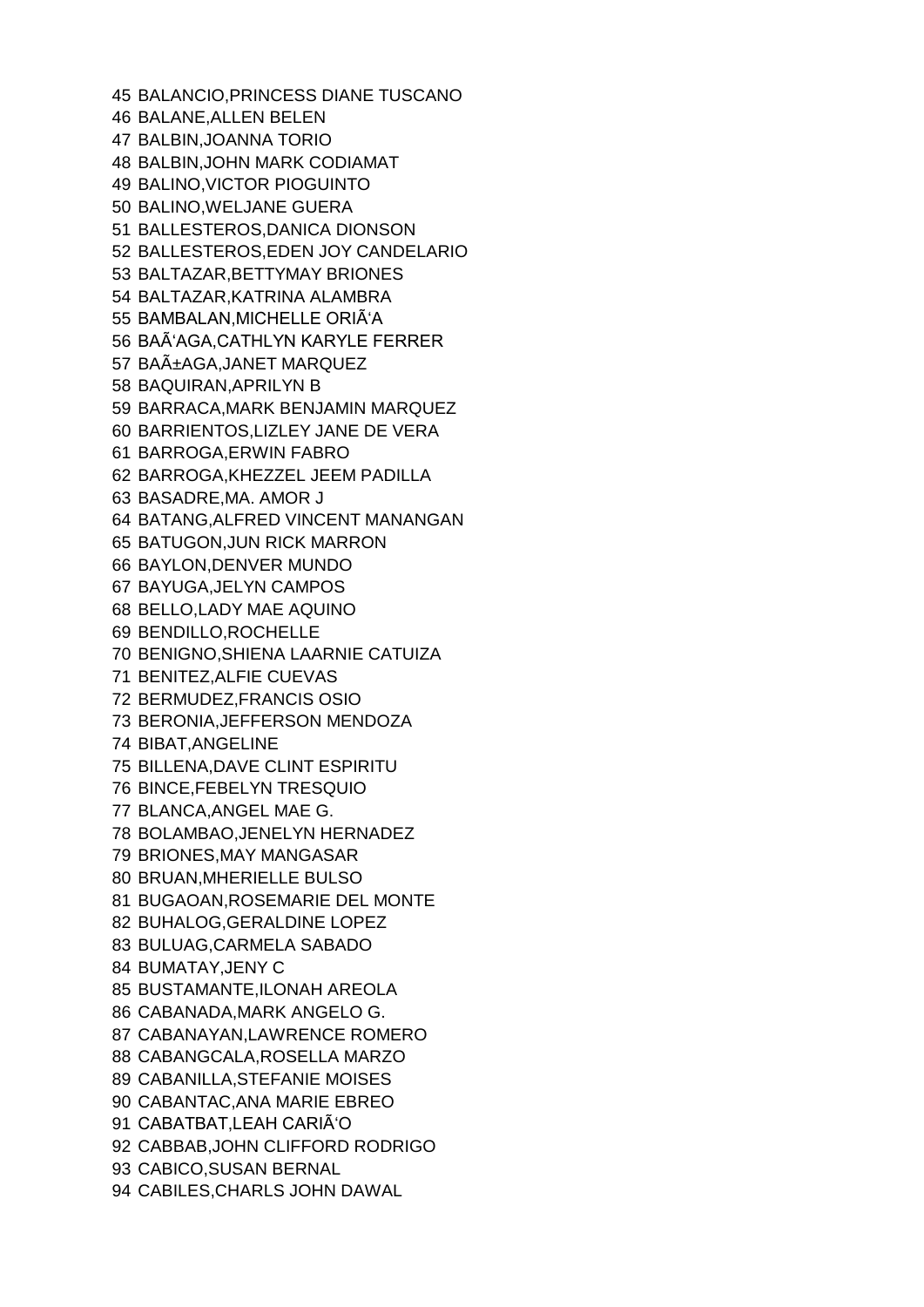45 BALANCIO,PRINCESS DIANE TUSCANO
46 BALANE,ALLEN BELEN
47 BALBIN,JOANNA TORIO
48 BALBIN,JOHN MARK CODIAMAT
49 BALINO,VICTOR PIOGUINTO
50 BALINO,WELJANE GUERA
51 BALLESTEROS,DANICA DIONSON
52 BALLESTEROS,EDEN JOY CANDELARIO
53 BALTAZAR,BETTYMAY BRIONES
54 BALTAZAR,KATRINA ALAMBRA
55 BAMBALAN,MICHELLE ORIÃ‘A
56 BAÃ‘AGA,CATHLYN KARYLE FERRER
57 BAÃ±AGA,JANET MARQUEZ
58 BAQUIRAN,APRILYN B
59 BARRACA,MARK BENJAMIN MARQUEZ
60 BARRIENTOS,LIZLEY JANE DE VERA
61 BARROGA,ERWIN FABRO
62 BARROGA,KHEZZEL JEEM PADILLA
63 BASADRE,MA. AMOR J
64 BATANG,ALFRED VINCENT MANANGAN
65 BATUGON,JUN RICK MARRON
66 BAYLON,DENVER MUNDO
67 BAYUGA,JELYN CAMPOS
68 BELLO,LADY MAE AQUINO
69 BENDILLO,ROCHELLE
70 BENIGNO,SHIENA LAARNIE CATUIZA
71 BENITEZ,ALFIE CUEVAS
72 BERMUDEZ,FRANCIS OSIO
73 BERONIA,JEFFERSON MENDOZA
74 BIBAT,ANGELINE
75 BILLENA,DAVE CLINT ESPIRITU
76 BINCE,FEBELYN TRESQUIO
77 BLANCA,ANGEL MAE G.
78 BOLAMBAO,JENELYN HERNADEZ
79 BRIONES,MAY MANGASAR
80 BRUAN,MHERIELLE BULSO
81 BUGAOAN,ROSEMARIE DEL MONTE
82 BUHALOG,GERALDINE LOPEZ
83 BULUAG,CARMELA SABADO
84 BUMATAY,JENY C
85 BUSTAMANTE,ILONAH AREOLA
86 CABANADA,MARK ANGELO G.
87 CABANAYAN,LAWRENCE ROMERO
88 CABANGCALA,ROSELLA MARZO
89 CABANILLA,STEFANIE MOISES
90 CABANTAC,ANA MARIE EBREO
91 CABATBAT,LEAH CARIÃ‘O
92 CABBAB,JOHN CLIFFORD RODRIGO
93 CABICO,SUSAN BERNAL
94 CABILES,CHARLS JOHN DAWAL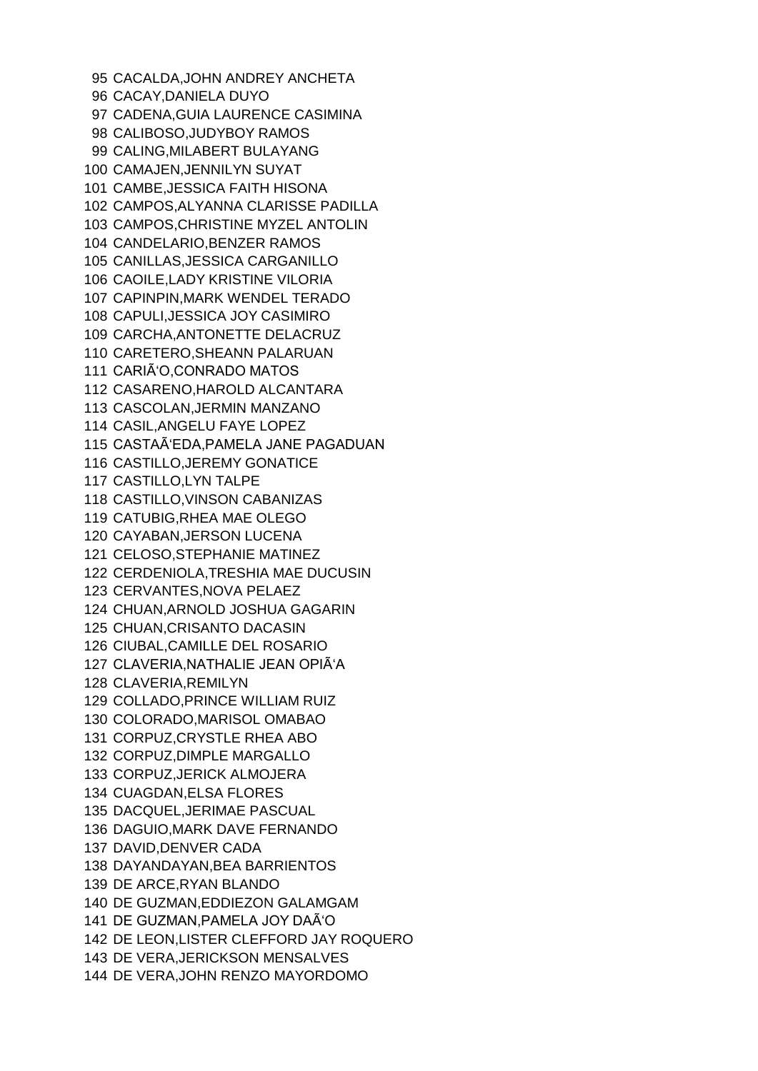95 CACALDA,JOHN ANDREY ANCHETA
96 CACAY,DANIELA DUYO
97 CADENA,GUIA LAURENCE CASIMINA
98 CALIBOSO,JUDYBOY RAMOS
99 CALING,MILABERT BULAYANG
100 CAMAJEN,JENNILYN SUYAT
101 CAMBE,JESSICA FAITH HISONA
102 CAMPOS,ALYANNA CLARISSE PADILLA
103 CAMPOS,CHRISTINE MYZEL ANTOLIN
104 CANDELARIO,BENZER RAMOS
105 CANILLAS,JESSICA CARGANILLO
106 CAOILE,LADY KRISTINE VILORIA
107 CAPINPIN,MARK WENDEL TERADO
108 CAPULI,JESSICA JOY CASIMIRO
109 CARCHA,ANTONETTE DELACRUZ
110 CARETERO,SHEANN PALARUAN
111 CARIÃ‘O,CONRADO MATOS
112 CASARENO,HAROLD ALCANTARA
113 CASCOLAN,JERMIN MANZANO
114 CASIL,ANGELU FAYE LOPEZ
115 CASTAÃ‘EDA,PAMELA JANE PAGADUAN
116 CASTILLO,JEREMY GONATICE
117 CASTILLO,LYN TALPE
118 CASTILLO,VINSON CABANIZAS
119 CATUBIG,RHEA MAE OLEGO
120 CAYABAN,JERSON LUCENA
121 CELOSO,STEPHANIE MATINEZ
122 CERDENIOLA,TRESHIA MAE DUCUSIN
123 CERVANTES,NOVA PELAEZ
124 CHUAN,ARNOLD JOSHUA GAGARIN
125 CHUAN,CRISANTO DACASIN
126 CIUBAL,CAMILLE DEL ROSARIO
127 CLAVERIA,NATHALIE JEAN OPIÃ‘A
128 CLAVERIA,REMILYN
129 COLLADO,PRINCE WILLIAM RUIZ
130 COLORADO,MARISOL OMABAO
131 CORPUZ,CRYSTLE RHEA ABO
132 CORPUZ,DIMPLE MARGALLO
133 CORPUZ,JERICK ALMOJERA
134 CUAGDAN,ELSA FLORES
135 DACQUEL,JERIMAE PASCUAL
136 DAGUIO,MARK DAVE FERNANDO
137 DAVID,DENVER CADA
138 DAYANDAYAN,BEA BARRIENTOS
139 DE ARCE,RYAN BLANDO
140 DE GUZMAN,EDDIEZON GALAMGAM
141 DE GUZMAN,PAMELA JOY DAÃ‘O
142 DE LEON,LISTER CLEFFORD JAY ROQUERO
143 DE VERA,JERICKSON MENSALVES
144 DE VERA,JOHN RENZO MAYORDOMO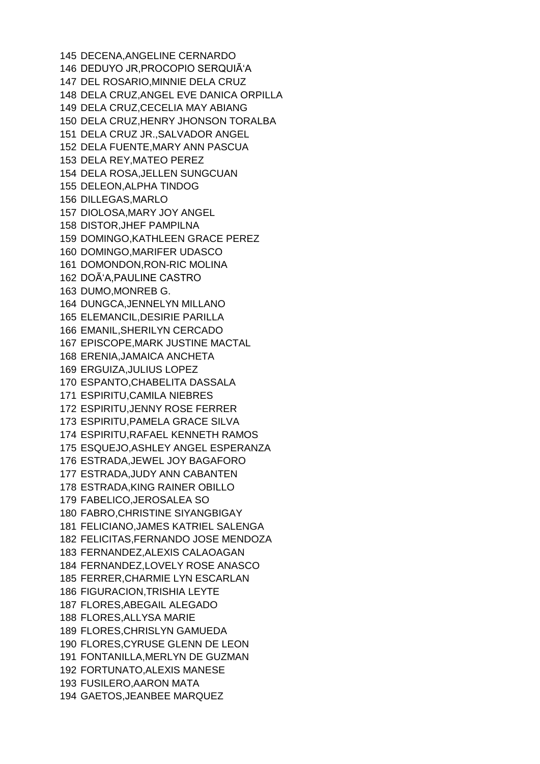145 DECENA,ANGELINE CERNARDO
146 DEDUYO JR,PROCOPIO SERQUIÃ'A
147 DEL ROSARIO,MINNIE DELA CRUZ
148 DELA CRUZ,ANGEL EVE DANICA ORPILLA
149 DELA CRUZ,CECELIA MAY ABIANG
150 DELA CRUZ,HENRY JHONSON TORALBA
151 DELA CRUZ JR.,SALVADOR ANGEL
152 DELA FUENTE,MARY ANN PASCUA
153 DELA REY,MATEO PEREZ
154 DELA ROSA,JELLEN SUNGCUAN
155 DELEON,ALPHA TINDOG
156 DILLEGAS,MARLO
157 DIOLOSA,MARY JOY ANGEL
158 DISTOR,JHEF PAMPILNA
159 DOMINGO,KATHLEEN GRACE PEREZ
160 DOMINGO,MARIFER UDASCO
161 DOMONDON,RON-RIC MOLINA
162 DOÃ'A,PAULINE CASTRO
163 DUMO,MONREB G.
164 DUNGCA,JENNELYN MILLANO
165 ELEMANCIL,DESIRIE PARILLA
166 EMANIL,SHERILYN CERCADO
167 EPISCOPE,MARK JUSTINE MACTAL
168 ERENIA,JAMAICA ANCHETA
169 ERGUIZA,JULIUS LOPEZ
170 ESPANTO,CHABELITA DASSALA
171 ESPIRITU,CAMILA NIEBRES
172 ESPIRITU,JENNY ROSE FERRER
173 ESPIRITU,PAMELA GRACE SILVA
174 ESPIRITU,RAFAEL KENNETH RAMOS
175 ESQUEJO,ASHLEY ANGEL ESPERANZA
176 ESTRADA,JEWEL JOY BAGAFORO
177 ESTRADA,JUDY ANN CABANTEN
178 ESTRADA,KING RAINER OBILLO
179 FABELICO,JEROSALEA SO
180 FABRO,CHRISTINE SIYANGBIGAY
181 FELICIANO,JAMES KATRIEL SALENGA
182 FELICITAS,FERNANDO JOSE MENDOZA
183 FERNANDEZ,ALEXIS CALAOAGAN
184 FERNANDEZ,LOVELY ROSE ANASCO
185 FERRER,CHARMIE LYN ESCARLAN
186 FIGURACION,TRISHIA LEYTE
187 FLORES,ABEGAIL ALEGADO
188 FLORES,ALLYSA MARIE
189 FLORES,CHRISLYN GAMUEDA
190 FLORES,CYRUSE GLENN DE LEON
191 FONTANILLA,MERLYN DE GUZMAN
192 FORTUNATO,ALEXIS MANESE
193 FUSILERO,AARON MATA
194 GAETOS,JEANBEE MARQUEZ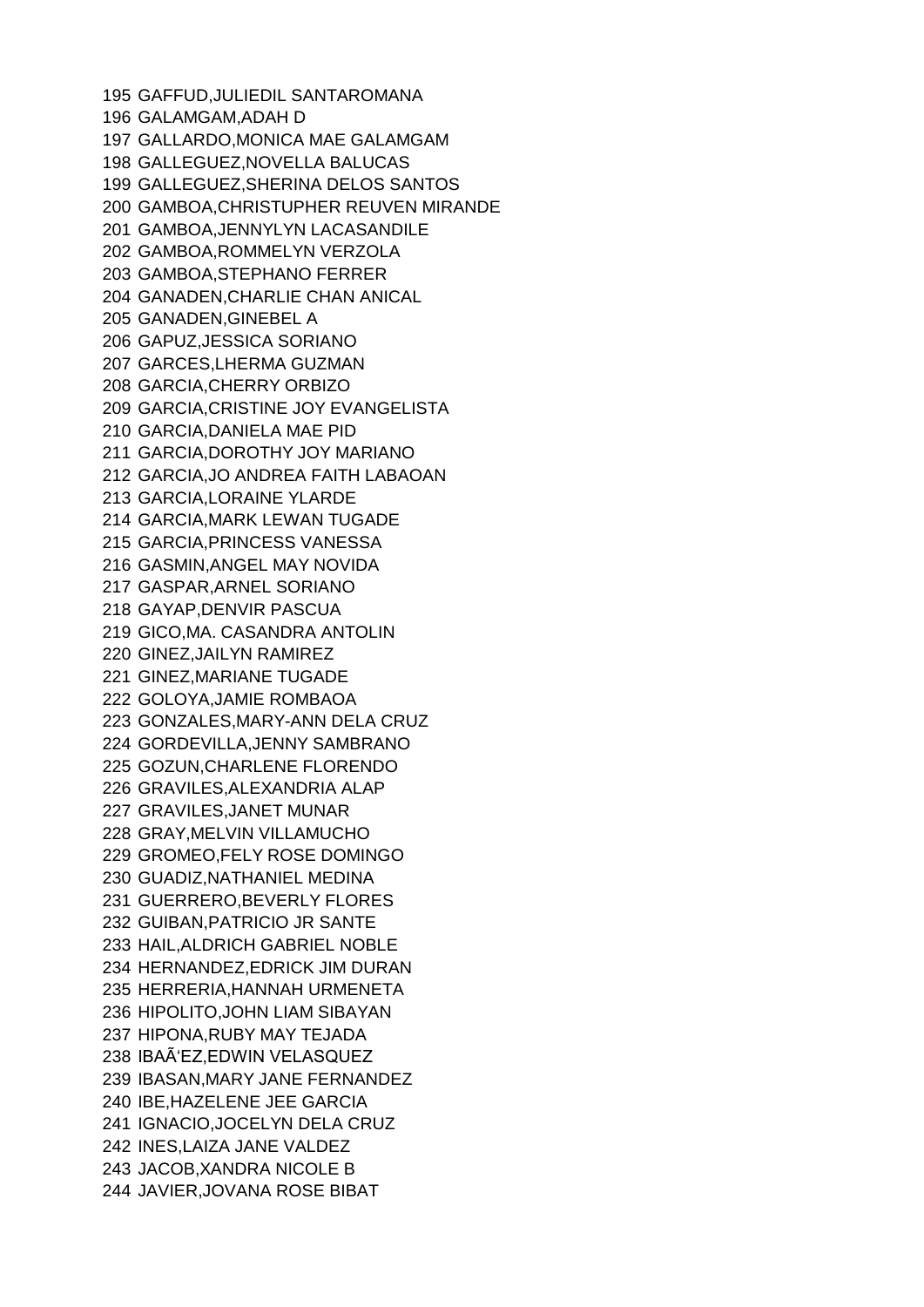195 GAFFUD,JULIEDIL SANTAROMANA
196 GALAMGAM,ADAH D
197 GALLARDO,MONICA MAE GALAMGAM
198 GALLEGUEZ,NOVELLA BALUCAS
199 GALLEGUEZ,SHERINA DELOS SANTOS
200 GAMBOA,CHRISTUPHER REUVEN MIRANDE
201 GAMBOA,JENNYLYN LACASANDILE
202 GAMBOA,ROMMELYN VERZOLA
203 GAMBOA,STEPHANO FERRER
204 GANADEN,CHARLIE CHAN ANICAL
205 GANADEN,GINEBEL A
206 GAPUZ,JESSICA SORIANO
207 GARCES,LHERMA GUZMAN
208 GARCIA,CHERRY ORBIZO
209 GARCIA,CRISTINE JOY EVANGELISTA
210 GARCIA,DANIELA MAE PID
211 GARCIA,DOROTHY JOY MARIANO
212 GARCIA,JO ANDREA FAITH LABAOAN
213 GARCIA,LORAINE YLARDE
214 GARCIA,MARK LEWAN TUGADE
215 GARCIA,PRINCESS VANESSA
216 GASMIN,ANGEL MAY NOVIDA
217 GASPAR,ARNEL SORIANO
218 GAYAP,DENVIR PASCUA
219 GICO,MA. CASANDRA ANTOLIN
220 GINEZ,JAILYN RAMIREZ
221 GINEZ,MARIANE TUGADE
222 GOLOYA,JAMIE ROMBAOA
223 GONZALES,MARY-ANN DELA CRUZ
224 GORDEVILLA,JENNY SAMBRANO
225 GOZUN,CHARLENE FLORENDO
226 GRAVILES,ALEXANDRIA ALAP
227 GRAVILES,JANET MUNAR
228 GRAY,MELVIN VILLAMUCHO
229 GROMEO,FELY ROSE DOMINGO
230 GUADIZ,NATHANIEL MEDINA
231 GUERRERO,BEVERLY FLORES
232 GUIBAN,PATRICIO JR SANTE
233 HAIL,ALDRICH GABRIEL NOBLE
234 HERNANDEZ,EDRICK JIM DURAN
235 HERRERIA,HANNAH URMENETA
236 HIPOLITO,JOHN LIAM SIBAYAN
237 HIPONA,RUBY MAY TEJADA
238 IBAÃ‘EZ,EDWIN VELASQUEZ
239 IBASAN,MARY JANE FERNANDEZ
240 IBE,HAZELENE JEE GARCIA
241 IGNACIO,JOCELYN DELA CRUZ
242 INES,LAIZA JANE VALDEZ
243 JACOB,XANDRA NICOLE B
244 JAVIER,JOVANA ROSE BIBAT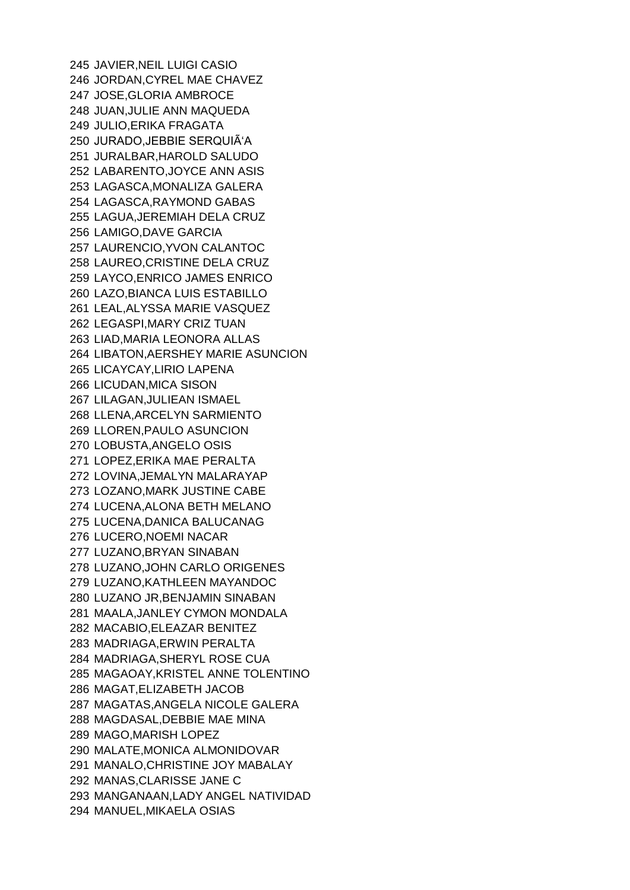245 JAVIER,NEIL LUIGI CASIO
246 JORDAN,CYREL MAE CHAVEZ
247 JOSE,GLORIA AMBROCE
248 JUAN,JULIE ANN MAQUEDA
249 JULIO,ERIKA FRAGATA
250 JURADO,JEBBIE SERQUIÃ‘A
251 JURALBAR,HAROLD SALUDO
252 LABARENTO,JOYCE ANN ASIS
253 LAGASCA,MONALIZA GALERA
254 LAGASCA,RAYMOND GABAS
255 LAGUA,JEREMIAH DELA CRUZ
256 LAMIGO,DAVE GARCIA
257 LAURENCIO,YVON CALANTOC
258 LAUREO,CRISTINE DELA CRUZ
259 LAYCO,ENRICO JAMES ENRICO
260 LAZO,BIANCA LUIS ESTABILLO
261 LEAL,ALYSSA MARIE VASQUEZ
262 LEGASPI,MARY CRIZ TUAN
263 LIAD,MARIA LEONORA ALLAS
264 LIBATON,AERSHEY MARIE ASUNCION
265 LICAYCAY,LIRIO LAPENA
266 LICUDAN,MICA SISON
267 LILAGAN,JULIEAN ISMAEL
268 LLENA,ARCELYN SARMIENTO
269 LLOREN,PAULO ASUNCION
270 LOBUSTA,ANGELO OSIS
271 LOPEZ,ERIKA MAE PERALTA
272 LOVINA,JEMALYN MALARAYAP
273 LOZANO,MARK JUSTINE CABE
274 LUCENA,ALONA BETH MELANO
275 LUCENA,DANICA BALUCANAG
276 LUCERO,NOEMI NACAR
277 LUZANO,BRYAN SINABAN
278 LUZANO,JOHN CARLO ORIGENES
279 LUZANO,KATHLEEN MAYANDOC
280 LUZANO JR,BENJAMIN SINABAN
281 MAALA,JANLEY CYMON MONDALA
282 MACABIO,ELEAZAR BENITEZ
283 MADRIAGA,ERWIN PERALTA
284 MADRIAGA,SHERYL ROSE CUA
285 MAGAOAY,KRISTEL ANNE TOLENTINO
286 MAGAT,ELIZABETH JACOB
287 MAGATAS,ANGELA NICOLE GALERA
288 MAGDASAL,DEBBIE MAE MINA
289 MAGO,MARISH LOPEZ
290 MALATE,MONICA ALMONIDOVAR
291 MANALO,CHRISTINE JOY MABALAY
292 MANAS,CLARISSE JANE C
293 MANGANAAN,LADY ANGEL NATIVIDAD
294 MANUEL,MIKAELA OSIAS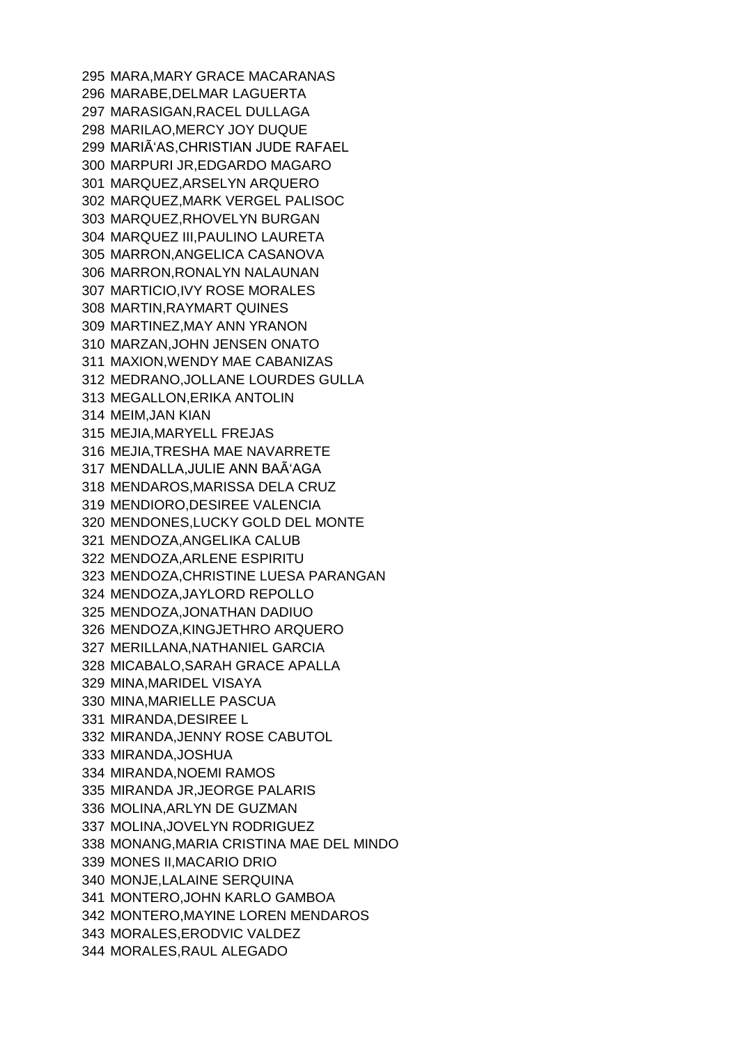295 MARA,MARY GRACE MACARANAS
296 MARABE,DELMAR LAGUERTA
297 MARASIGAN,RACEL DULLAGA
298 MARILAO,MERCY JOY DUQUE
299 MARIÃ‘AS,CHRISTIAN JUDE RAFAEL
300 MARPURI JR,EDGARDO MAGARO
301 MARQUEZ,ARSELYN ARQUERO
302 MARQUEZ,MARK VERGEL PALISOC
303 MARQUEZ,RHOVELYN BURGAN
304 MARQUEZ III,PAULINO LAURETA
305 MARRON,ANGELICA CASANOVA
306 MARRON,RONALYN NALAUNAN
307 MARTICIO,IVY ROSE MORALES
308 MARTIN,RAYMART QUINES
309 MARTINEZ,MAY ANN YRANON
310 MARZAN,JOHN JENSEN ONATO
311 MAXION,WENDY MAE CABANIZAS
312 MEDRANO,JOLLANE LOURDES GULLA
313 MEGALLON,ERIKA ANTOLIN
314 MEIM,JAN KIAN
315 MEJIA,MARYELL FREJAS
316 MEJIA,TRESHA MAE NAVARRETE
317 MENDALLA,JULIE ANN BAÃ‘AGA
318 MENDAROS,MARISSA DELA CRUZ
319 MENDIORO,DESIREE VALENCIA
320 MENDONES,LUCKY GOLD DEL MONTE
321 MENDOZA,ANGELIKA CALUB
322 MENDOZA,ARLENE ESPIRITU
323 MENDOZA,CHRISTINE LUESA PARANGAN
324 MENDOZA,JAYLORD REPOLLO
325 MENDOZA,JONATHAN DADIUO
326 MENDOZA,KINGJETHRO ARQUERO
327 MERILLANA,NATHANIEL GARCIA
328 MICABALO,SARAH GRACE APALLA
329 MINA,MARIDEL VISAYA
330 MINA,MARIELLE PASCUA
331 MIRANDA,DESIREE L
332 MIRANDA,JENNY ROSE CABUTOL
333 MIRANDA,JOSHUA
334 MIRANDA,NOEMI RAMOS
335 MIRANDA JR,JEORGE PALARIS
336 MOLINA,ARLYN DE GUZMAN
337 MOLINA,JOVELYN RODRIGUEZ
338 MONANG,MARIA CRISTINA MAE DEL MINDO
339 MONES II,MACARIO DRIO
340 MONJE,LALAINE SERQUINA
341 MONTERO,JOHN KARLO GAMBOA
342 MONTERO,MAYINE LOREN MENDAROS
343 MORALES,ERODVIC VALDEZ
344 MORALES,RAUL ALEGADO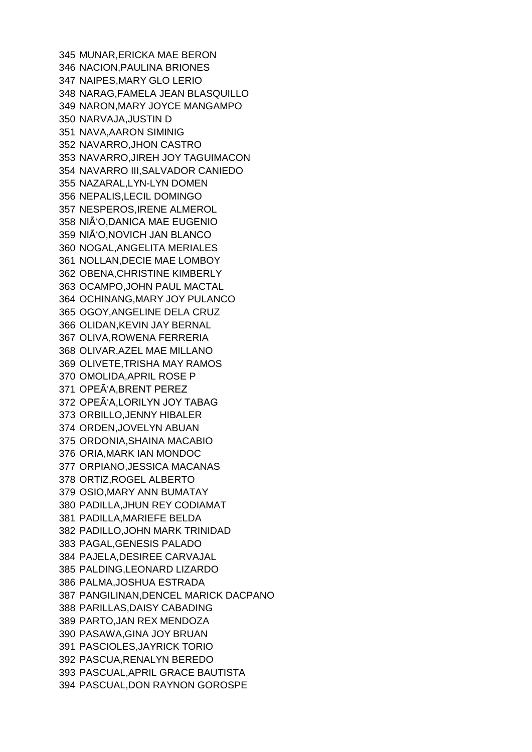345 MUNAR,ERICKA MAE BERON
346 NACION,PAULINA BRIONES
347 NAIPES,MARY GLO LERIO
348 NARAG,FAMELA JEAN BLASQUILLO
349 NARON,MARY JOYCE MANGAMPO
350 NARVAJA,JUSTIN D
351 NAVA,AARON SIMINIG
352 NAVARRO,JHON CASTRO
353 NAVARRO,JIREH JOY TAGUIMACON
354 NAVARRO III,SALVADOR CANIEDO
355 NAZARAL,LYN-LYN DOMEN
356 NEPALIS,LECIL DOMINGO
357 NESPEROS,IRENE ALMEROL
358 NIÃ'O,DANICA MAE EUGENIO
359 NIÃ'O,NOVICH JAN BLANCO
360 NOGAL,ANGELITA MERIALES
361 NOLLAN,DECIE MAE LOMBOY
362 OBENA,CHRISTINE KIMBERLY
363 OCAMPO,JOHN PAUL MACTAL
364 OCHINANG,MARY JOY PULANCO
365 OGOY,ANGELINE DELA CRUZ
366 OLIDAN,KEVIN JAY BERNAL
367 OLIVA,ROWENA FERRERIA
368 OLIVAR,AZEL MAE MILLANO
369 OLIVETE,TRISHA MAY RAMOS
370 OMOLIDA,APRIL ROSE P
371 OPEÃ'A,BRENT PEREZ
372 OPEÃ'A,LORILYN JOY TABAG
373 ORBILLO,JENNY HIBALER
374 ORDEN,JOVELYN ABUAN
375 ORDONIA,SHAINA MACABIO
376 ORIA,MARK IAN MONDOC
377 ORPIANO,JESSICA MACANAS
378 ORTIZ,ROGEL ALBERTO
379 OSIO,MARY ANN BUMATAY
380 PADILLA,JHUN REY CODIAMAT
381 PADILLA,MARIEFE BELDA
382 PADILLO,JOHN MARK TRINIDAD
383 PAGAL,GENESIS PALADO
384 PAJELA,DESIREE CARVAJAL
385 PALDING,LEONARD LIZARDO
386 PALMA,JOSHUA ESTRADA
387 PANGILINAN,DENCEL MARICK DACPANO
388 PARILLAS,DAISY CABADING
389 PARTO,JAN REX MENDOZA
390 PASAWA,GINA JOY BRUAN
391 PASCIOLES,JAYRICK TORIO
392 PASCUA,RENALYN BEREDO
393 PASCUAL,APRIL GRACE BAUTISTA
394 PASCUAL,DON RAYNON GOROSPE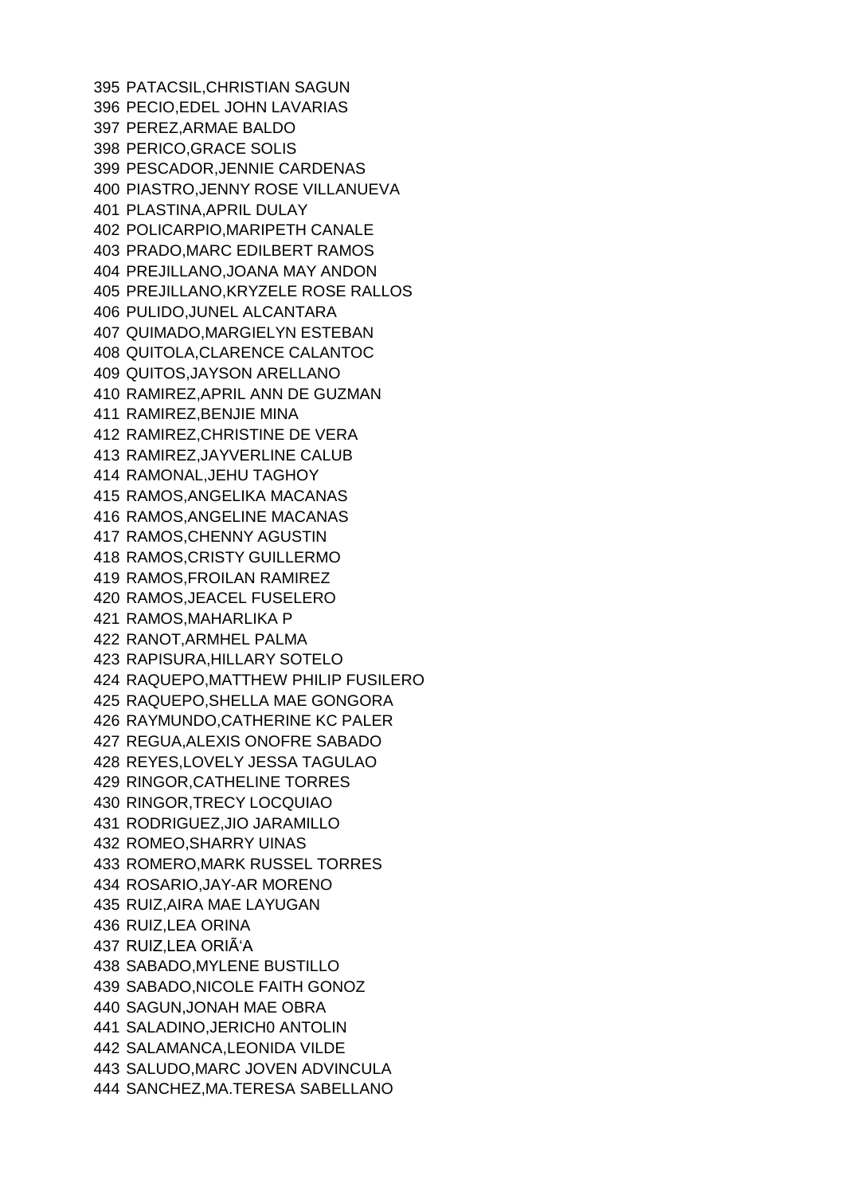395 PATACSIL,CHRISTIAN SAGUN
396 PECIO,EDEL JOHN LAVARIAS
397 PEREZ,ARMAE BALDO
398 PERICO,GRACE SOLIS
399 PESCADOR,JENNIE CARDENAS
400 PIASTRO,JENNY ROSE VILLANUEVA
401 PLASTINA,APRIL DULAY
402 POLICARPIO,MARIPETH CANALE
403 PRADO,MARC EDILBERT RAMOS
404 PREJILLANO,JOANA MAY ANDON
405 PREJILLANO,KRYZELE ROSE RALLOS
406 PULIDO,JUNEL ALCANTARA
407 QUIMADO,MARGIELYN ESTEBAN
408 QUITOLA,CLARENCE CALANTOC
409 QUITOS,JAYSON ARELLANO
410 RAMIREZ,APRIL ANN DE GUZMAN
411 RAMIREZ,BENJIE MINA
412 RAMIREZ,CHRISTINE DE VERA
413 RAMIREZ,JAYVERLINE CALUB
414 RAMONAL,JEHU TAGHOY
415 RAMOS,ANGELIKA MACANAS
416 RAMOS,ANGELINE MACANAS
417 RAMOS,CHENNY AGUSTIN
418 RAMOS,CRISTY GUILLERMO
419 RAMOS,FROILAN RAMIREZ
420 RAMOS,JEACEL FUSELERO
421 RAMOS,MAHARLIKA P
422 RANOT,ARMHEL PALMA
423 RAPISURA,HILLARY SOTELO
424 RAQUEPO,MATTHEW PHILIP FUSILERO
425 RAQUEPO,SHELLA MAE GONGORA
426 RAYMUNDO,CATHERINE KC PALER
427 REGUA,ALEXIS ONOFRE SABADO
428 REYES,LOVELY JESSA TAGULAO
429 RINGOR,CATHELINE TORRES
430 RINGOR,TRECY LOCQUIAO
431 RODRIGUEZ,JIO JARAMILLO
432 ROMEO,SHARRY UINAS
433 ROMERO,MARK RUSSEL TORRES
434 ROSARIO,JAY-AR MORENO
435 RUIZ,AIRA MAE LAYUGAN
436 RUIZ,LEA ORINA
437 RUIZ,LEA ORIÃ‘A
438 SABADO,MYLENE BUSTILLO
439 SABADO,NICOLE FAITH GONOZ
440 SAGUN,JONAH MAE OBRA
441 SALADINO,JERICH0 ANTOLIN
442 SALAMANCA,LEONIDA VILDE
443 SALUDO,MARC JOVEN ADVINCULA
444 SANCHEZ,MA.TERESA SABELLANO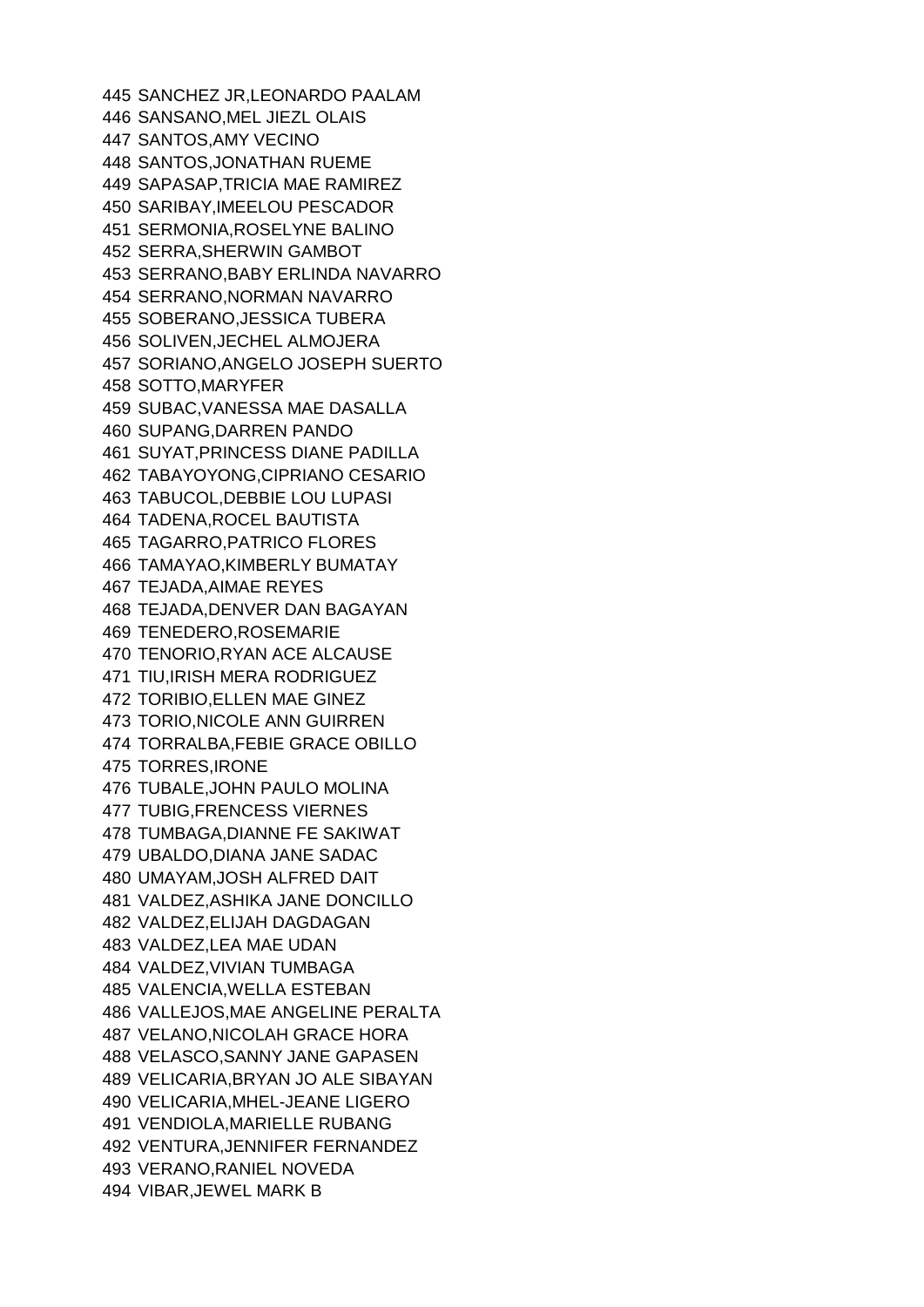445 SANCHEZ JR,LEONARDO PAALAM
446 SANSANO,MEL JIEZL OLAIS
447 SANTOS,AMY VECINO
448 SANTOS,JONATHAN RUEME
449 SAPASAP,TRICIA MAE RAMIREZ
450 SARIBAY,IMEELOU PESCADOR
451 SERMONIA,ROSELYNE BALINO
452 SERRA,SHERWIN GAMBOT
453 SERRANO,BABY ERLINDA NAVARRO
454 SERRANO,NORMAN NAVARRO
455 SOBERANO,JESSICA TUBERA
456 SOLIVEN,JECHEL ALMOJERA
457 SORIANO,ANGELO JOSEPH SUERTO
458 SOTTO,MARYFER
459 SUBAC,VANESSA MAE DASALLA
460 SUPANG,DARREN PANDO
461 SUYAT,PRINCESS DIANE PADILLA
462 TABAYOYONG,CIPRIANO CESARIO
463 TABUCOL,DEBBIE LOU LUPASI
464 TADENA,ROCEL BAUTISTA
465 TAGARRO,PATRICO FLORES
466 TAMAYAO,KIMBERLY BUMATAY
467 TEJADA,AIMAE REYES
468 TEJADA,DENVER DAN BAGAYAN
469 TENEDERO,ROSEMARIE
470 TENORIO,RYAN ACE ALCAUSE
471 TIU,IRISH MERA RODRIGUEZ
472 TORIBIO,ELLEN MAE GINEZ
473 TORIO,NICOLE ANN GUIRREN
474 TORRALBA,FEBIE GRACE OBILLO
475 TORRES,IRONE
476 TUBALE,JOHN PAULO MOLINA
477 TUBIG,FRENCESS VIERNES
478 TUMBAGA,DIANNE FE SAKIWAT
479 UBALDO,DIANA JANE SADAC
480 UMAYAM,JOSH ALFRED DAIT
481 VALDEZ,ASHIKA JANE DONCILLO
482 VALDEZ,ELIJAH DAGDAGAN
483 VALDEZ,LEA MAE UDAN
484 VALDEZ,VIVIAN TUMBAGA
485 VALENCIA,WELLA ESTEBAN
486 VALLEJOS,MAE ANGELINE PERALTA
487 VELANO,NICOLAH GRACE HORA
488 VELASCO,SANNY JANE GAPASEN
489 VELICARIA,BRYAN JO ALE SIBAYAN
490 VELICARIA,MHEL-JEANE LIGERO
491 VENDIOLA,MARIELLE RUBANG
492 VENTURA,JENNIFER FERNANDEZ
493 VERANO,RANIEL NOVEDA
494 VIBAR,JEWEL MARK B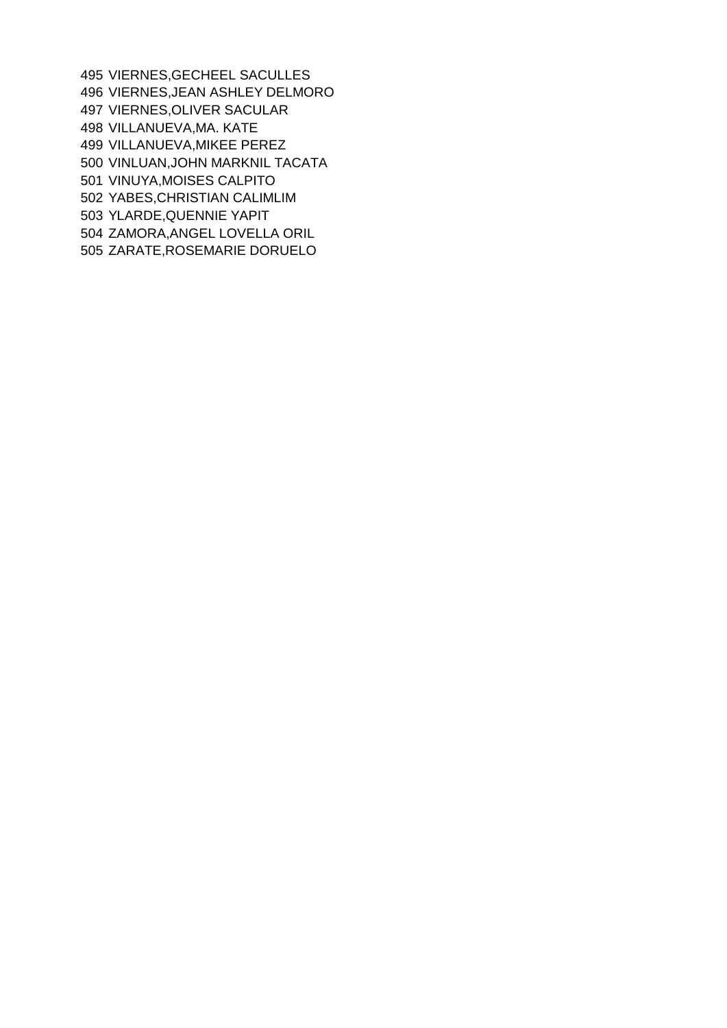495 VIERNES,GECHEEL SACULLES
496 VIERNES,JEAN ASHLEY DELMORO
497 VIERNES,OLIVER SACULAR
498 VILLANUEVA,MA. KATE
499 VILLANUEVA,MIKEE PEREZ
500 VINLUAN,JOHN MARKNIL TACATA
501 VINUYA,MOISES CALPITO
502 YABES,CHRISTIAN CALIMLIM
503 YLARDE,QUENNIE YAPIT
504 ZAMORA,ANGEL LOVELLA ORIL
505 ZARATE,ROSEMARIE DORUELO